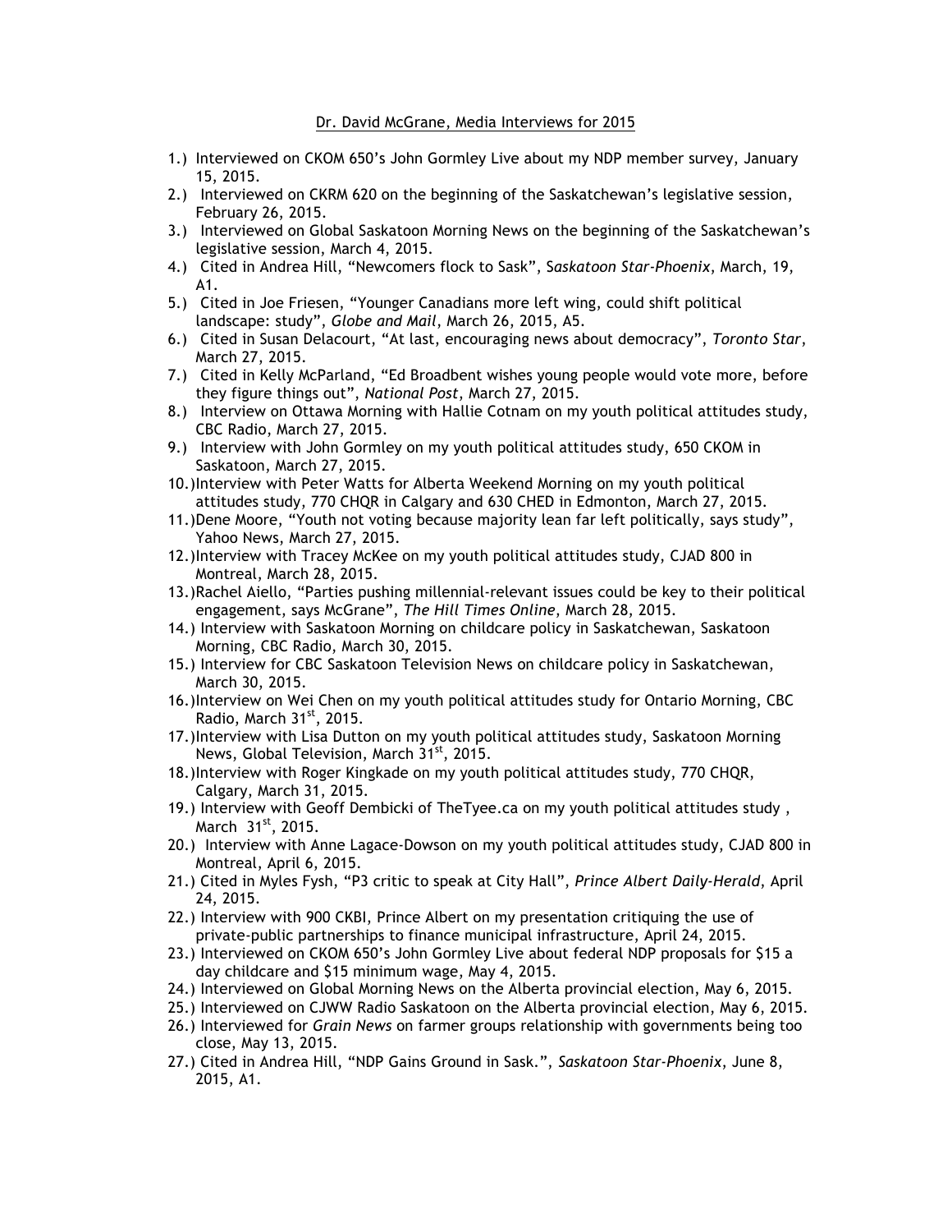Dr. David McGrane, Media Interviews for 2015

1.) Interviewed on CKOM 650's John Gormley Live about my NDP member survey, January 15, 2015.
2.) Interviewed on CKRM 620 on the beginning of the Saskatchewan's legislative session, February 26, 2015.
3.) Interviewed on Global Saskatoon Morning News on the beginning of the Saskatchewan's legislative session, March 4, 2015.
4.) Cited in Andrea Hill, "Newcomers flock to Sask", S*askatoon Star-Phoenix*, March, 19, A1.
5.) Cited in Joe Friesen, "Younger Canadians more left wing, could shift political landscape: study", *Globe and Mail*, March 26, 2015, A5.
6.) Cited in Susan Delacourt, "At last, encouraging news about democracy", *Toronto Star*, March 27, 2015.
7.) Cited in Kelly McParland, "Ed Broadbent wishes young people would vote more, before they figure things out", *National Post*, March 27, 2015.
8.) Interview on Ottawa Morning with Hallie Cotnam on my youth political attitudes study, CBC Radio, March 27, 2015.
9.) Interview with John Gormley on my youth political attitudes study, 650 CKOM in Saskatoon, March 27, 2015.
10.) Interview with Peter Watts for Alberta Weekend Morning on my youth political attitudes study, 770 CHQR in Calgary and 630 CHED in Edmonton, March 27, 2015.
11.) Dene Moore, "Youth not voting because majority lean far left politically, says study", Yahoo News, March 27, 2015.
12.) Interview with Tracey McKee on my youth political attitudes study, CJAD 800 in Montreal, March 28, 2015.
13.) Rachel Aiello, "Parties pushing millennial-relevant issues could be key to their political engagement, says McGrane", *The Hill Times Online*, March 28, 2015.
14.) Interview with Saskatoon Morning on childcare policy in Saskatchewan, Saskatoon Morning, CBC Radio, March 30, 2015.
15.) Interview for CBC Saskatoon Television News on childcare policy in Saskatchewan, March 30, 2015.
16.) Interview on Wei Chen on my youth political attitudes study for Ontario Morning, CBC Radio, March 31st, 2015.
17.) Interview with Lisa Dutton on my youth political attitudes study, Saskatoon Morning News, Global Television, March 31st, 2015.
18.) Interview with Roger Kingkade on my youth political attitudes study, 770 CHQR, Calgary, March 31, 2015.
19.) Interview with Geoff Dembicki of TheTyee.ca on my youth political attitudes study , March 31st, 2015.
20.) Interview with Anne Lagace-Dowson on my youth political attitudes study, CJAD 800 in Montreal, April 6, 2015.
21.) Cited in Myles Fysh, "P3 critic to speak at City Hall", *Prince Albert Daily-Herald*, April 24, 2015.
22.) Interview with 900 CKBI, Prince Albert on my presentation critiquing the use of private-public partnerships to finance municipal infrastructure, April 24, 2015.
23.) Interviewed on CKOM 650's John Gormley Live about federal NDP proposals for $15 a day childcare and $15 minimum wage, May 4, 2015.
24.) Interviewed on Global Morning News on the Alberta provincial election, May 6, 2015.
25.) Interviewed on CJWW Radio Saskatoon on the Alberta provincial election, May 6, 2015.
26.) Interviewed for *Grain News* on farmer groups relationship with governments being too close, May 13, 2015.
27.) Cited in Andrea Hill, "NDP Gains Ground in Sask.", *Saskatoon Star-Phoenix*, June 8, 2015, A1.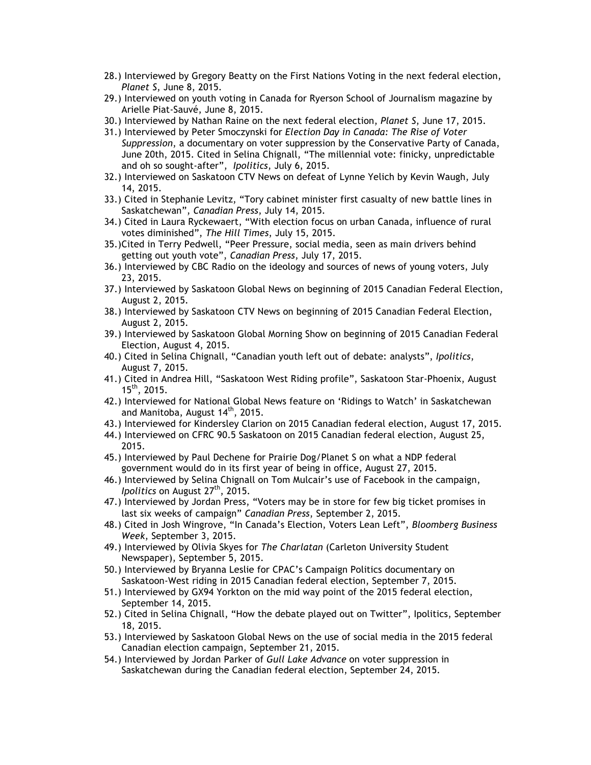28.) Interviewed by Gregory Beatty on the First Nations Voting in the next federal election, *Planet S*, June 8, 2015.

29.) Interviewed on youth voting in Canada for Ryerson School of Journalism magazine by Arielle Piat-Sauvé, June 8, 2015.

30.) Interviewed by Nathan Raine on the next federal election, *Planet S*, June 17, 2015.

31.) Interviewed by Peter Smoczynski for *Election Day in Canada: The Rise of Voter Suppression*, a documentary on voter suppression by the Conservative Party of Canada, June 20th, 2015. Cited in Selina Chignall, "The millennial vote: finicky, unpredictable and oh so sought-after", *Ipolitics*, July 6, 2015.

32.) Interviewed on Saskatoon CTV News on defeat of Lynne Yelich by Kevin Waugh, July 14, 2015.

33.) Cited in Stephanie Levitz, "Tory cabinet minister first casualty of new battle lines in Saskatchewan", *Canadian Press*, July 14, 2015.

34.) Cited in Laura Ryckewaert, "With election focus on urban Canada, influence of rural votes diminished", *The Hill Times*, July 15, 2015.

35.)Cited in Terry Pedwell, "Peer Pressure, social media, seen as main drivers behind getting out youth vote", *Canadian Press*, July 17, 2015.

36.) Interviewed by CBC Radio on the ideology and sources of news of young voters, July 23, 2015.

37.) Interviewed by Saskatoon Global News on beginning of 2015 Canadian Federal Election, August 2, 2015.

38.) Interviewed by Saskatoon CTV News on beginning of 2015 Canadian Federal Election, August 2, 2015.

39.) Interviewed by Saskatoon Global Morning Show on beginning of 2015 Canadian Federal Election, August 4, 2015.

40.) Cited in Selina Chignall, "Canadian youth left out of debate: analysts", *Ipolitics*, August 7, 2015.

41.) Cited in Andrea Hill, "Saskatoon West Riding profile", Saskatoon Star-Phoenix, August 15th, 2015.

42.) Interviewed for National Global News feature on 'Ridings to Watch' in Saskatchewan and Manitoba, August 14th, 2015.

43.) Interviewed for Kindersley Clarion on 2015 Canadian federal election, August 17, 2015.

44.) Interviewed on CFRC 90.5 Saskatoon on 2015 Canadian federal election, August 25, 2015.

45.) Interviewed by Paul Dechene for Prairie Dog/Planet S on what a NDP federal government would do in its first year of being in office, August 27, 2015.

46.) Interviewed by Selina Chignall on Tom Mulcair's use of Facebook in the campaign, *Ipolitics* on August 27th, 2015.

47.) Interviewed by Jordan Press, "Voters may be in store for few big ticket promises in last six weeks of campaign" *Canadian Press*, September 2, 2015.

48.) Cited in Josh Wingrove, "In Canada's Election, Voters Lean Left", *Bloomberg Business Week*, September 3, 2015.

49.) Interviewed by Olivia Skyes for *The Charlatan* (Carleton University Student Newspaper), September 5, 2015.

50.) Interviewed by Bryanna Leslie for CPAC's Campaign Politics documentary on Saskatoon-West riding in 2015 Canadian federal election, September 7, 2015.

51.) Interviewed by GX94 Yorkton on the mid way point of the 2015 federal election, September 14, 2015.

52.) Cited in Selina Chignall, "How the debate played out on Twitter", Ipolitics, September 18, 2015.

53.) Interviewed by Saskatoon Global News on the use of social media in the 2015 federal Canadian election campaign, September 21, 2015.

54.) Interviewed by Jordan Parker of *Gull Lake Advance* on voter suppression in Saskatchewan during the Canadian federal election, September 24, 2015.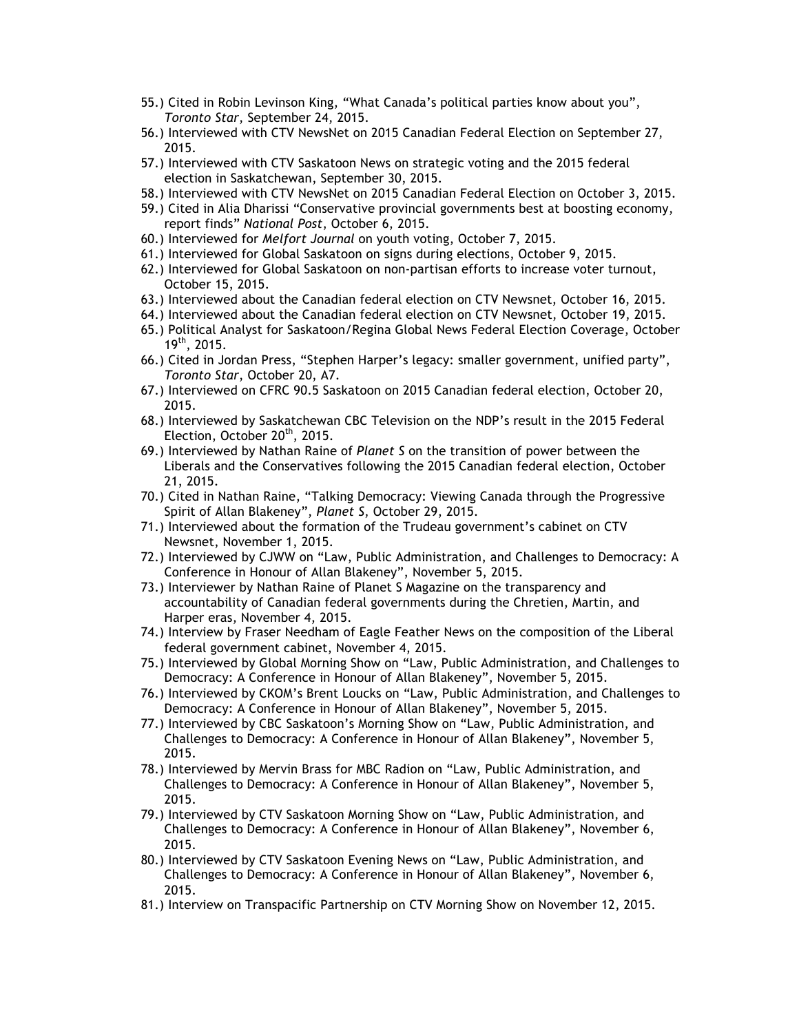55.) Cited in Robin Levinson King, “What Canada’s political parties know about you”, *Toronto Star*, September 24, 2015.
56.) Interviewed with CTV NewsNet on 2015 Canadian Federal Election on September 27, 2015.
57.) Interviewed with CTV Saskatoon News on strategic voting and the 2015 federal election in Saskatchewan, September 30, 2015.
58.) Interviewed with CTV NewsNet on 2015 Canadian Federal Election on October 3, 2015.
59.) Cited in Alia Dharissi “Conservative provincial governments best at boosting economy, report finds” *National Post*, October 6, 2015.
60.) Interviewed for *Melfort Journal* on youth voting, October 7, 2015.
61.) Interviewed for Global Saskatoon on signs during elections, October 9, 2015.
62.) Interviewed for Global Saskatoon on non-partisan efforts to increase voter turnout, October 15, 2015.
63.) Interviewed about the Canadian federal election on CTV Newsnet, October 16, 2015.
64.) Interviewed about the Canadian federal election on CTV Newsnet, October 19, 2015.
65.) Political Analyst for Saskatoon/Regina Global News Federal Election Coverage, October 19th, 2015.
66.) Cited in Jordan Press, “Stephen Harper’s legacy: smaller government, unified party”, *Toronto Star*, October 20, A7.
67.) Interviewed on CFRC 90.5 Saskatoon on 2015 Canadian federal election, October 20, 2015.
68.) Interviewed by Saskatchewan CBC Television on the NDP’s result in the 2015 Federal Election, October 20th, 2015.
69.) Interviewed by Nathan Raine of *Planet S* on the transition of power between the Liberals and the Conservatives following the 2015 Canadian federal election, October 21, 2015.
70.) Cited in Nathan Raine, “Talking Democracy: Viewing Canada through the Progressive Spirit of Allan Blakeney”, *Planet S*, October 29, 2015.
71.) Interviewed about the formation of the Trudeau government’s cabinet on CTV Newsnet, November 1, 2015.
72.) Interviewed by CJWW on “Law, Public Administration, and Challenges to Democracy: A Conference in Honour of Allan Blakeney”, November 5, 2015.
73.) Interviewer by Nathan Raine of Planet S Magazine on the transparency and accountability of Canadian federal governments during the Chretien, Martin, and Harper eras, November 4, 2015.
74.) Interview by Fraser Needham of Eagle Feather News on the composition of the Liberal federal government cabinet, November 4, 2015.
75.) Interviewed by Global Morning Show on “Law, Public Administration, and Challenges to Democracy: A Conference in Honour of Allan Blakeney”, November 5, 2015.
76.) Interviewed by CKOM’s Brent Loucks on “Law, Public Administration, and Challenges to Democracy: A Conference in Honour of Allan Blakeney”, November 5, 2015.
77.) Interviewed by CBC Saskatoon’s Morning Show on “Law, Public Administration, and Challenges to Democracy: A Conference in Honour of Allan Blakeney”, November 5, 2015.
78.) Interviewed by Mervin Brass for MBC Radion on “Law, Public Administration, and Challenges to Democracy: A Conference in Honour of Allan Blakeney”, November 5, 2015.
79.) Interviewed by CTV Saskatoon Morning Show on “Law, Public Administration, and Challenges to Democracy: A Conference in Honour of Allan Blakeney”, November 6, 2015.
80.) Interviewed by CTV Saskatoon Evening News on “Law, Public Administration, and Challenges to Democracy: A Conference in Honour of Allan Blakeney”, November 6, 2015.
81.) Interview on Transpacific Partnership on CTV Morning Show on November 12, 2015.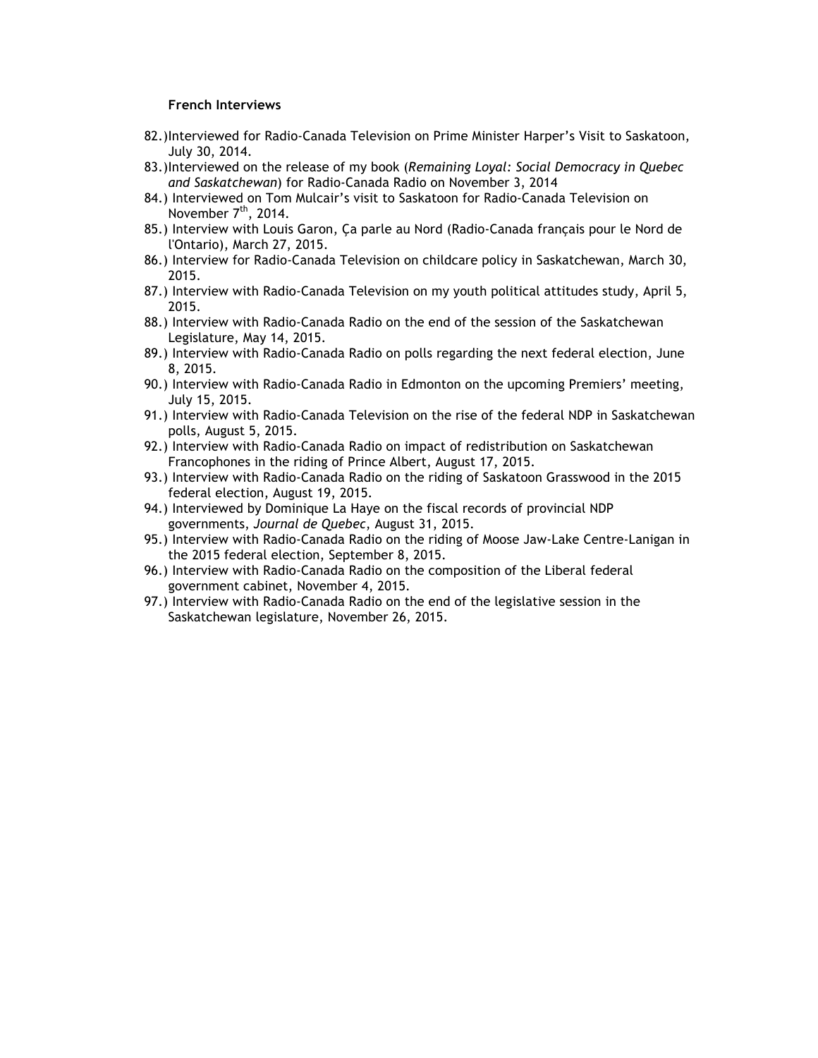**French Interviews**

82.)Interviewed for Radio-Canada Television on Prime Minister Harper's Visit to Saskatoon, July 30, 2014.

83.)Interviewed on the release of my book (*Remaining Loyal: Social Democracy in Quebec and Saskatchewan*) for Radio-Canada Radio on November 3, 2014

84.) Interviewed on Tom Mulcair's visit to Saskatoon for Radio-Canada Television on November 7th, 2014.

85.) Interview with Louis Garon, Ça parle au Nord (Radio-Canada français pour le Nord de l'Ontario), March 27, 2015.

86.) Interview for Radio-Canada Television on childcare policy in Saskatchewan, March 30, 2015.

87.) Interview with Radio-Canada Television on my youth political attitudes study, April 5, 2015.

88.) Interview with Radio-Canada Radio on the end of the session of the Saskatchewan Legislature, May 14, 2015.

89.) Interview with Radio-Canada Radio on polls regarding the next federal election, June 8, 2015.

90.) Interview with Radio-Canada Radio in Edmonton on the upcoming Premiers' meeting, July 15, 2015.

91.) Interview with Radio-Canada Television on the rise of the federal NDP in Saskatchewan polls, August 5, 2015.

92.) Interview with Radio-Canada Radio on impact of redistribution on Saskatchewan Francophones in the riding of Prince Albert, August 17, 2015.

93.) Interview with Radio-Canada Radio on the riding of Saskatoon Grasswood in the 2015 federal election, August 19, 2015.

94.) Interviewed by Dominique La Haye on the fiscal records of provincial NDP governments, *Journal de Quebec*, August 31, 2015.

95.) Interview with Radio-Canada Radio on the riding of Moose Jaw-Lake Centre-Lanigan in the 2015 federal election, September 8, 2015.

96.) Interview with Radio-Canada Radio on the composition of the Liberal federal government cabinet, November 4, 2015.

97.) Interview with Radio-Canada Radio on the end of the legislative session in the Saskatchewan legislature, November 26, 2015.